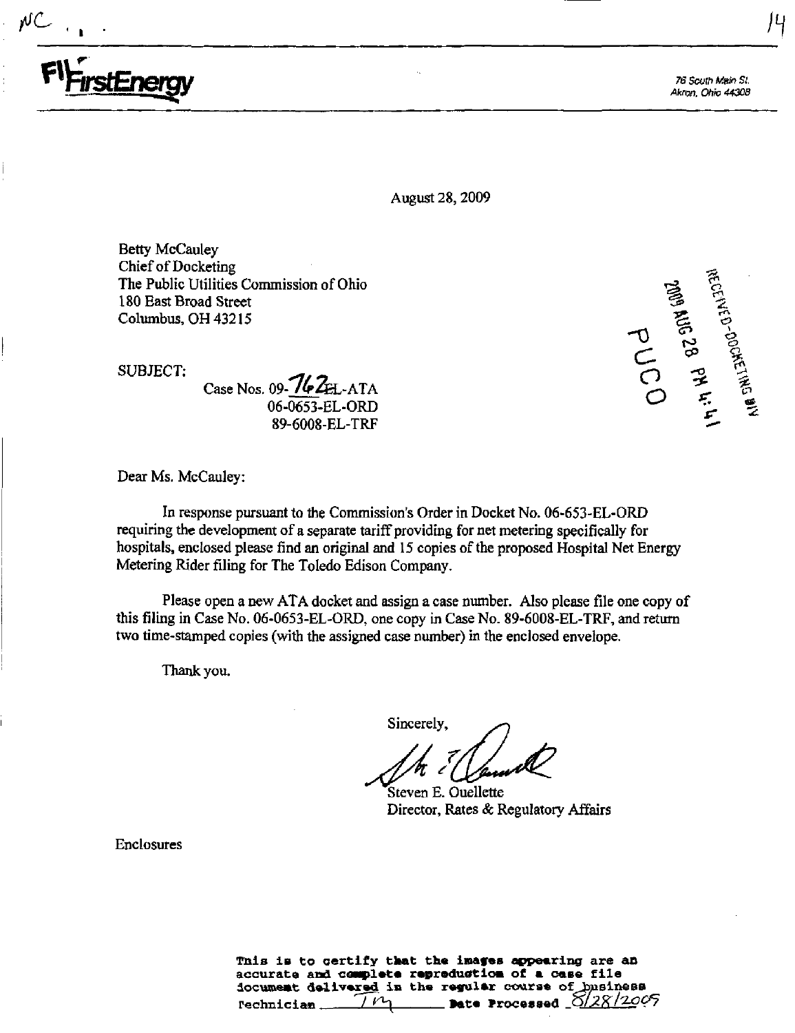FirstEnergy

76 South Main St.
Akron, Ohio 44308

August 28, 2009

Betty McCauley
Chief of Docketing
The Public Utilities Commission of Ohio
180 East Broad Street
Columbus, OH 43215

RECEIVED-DOCKETING DIV
2009 AUG 28 PM 4:41
PUCO

SUBJECT:
Case Nos. 09-762-EL-ATA
06-0653-EL-ORD
89-6008-EL-TRF

Dear Ms. McCauley:

In response pursuant to the Commission's Order in Docket No. 06-653-EL-ORD requiring the development of a separate tariff providing for net metering specifically for hospitals, enclosed please find an original and 15 copies of the proposed Hospital Net Energy Metering Rider filing for The Toledo Edison Company.

Please open a new ATA docket and assign a case number. Also please file one copy of this filing in Case No. 06-0653-EL-ORD, one copy in Case No. 89-6008-EL-TRF, and return two time-stamped copies (with the assigned case number) in the enclosed envelope.

Thank you.

Sincerely,

Steven E. Ouellette
Director, Rates & Regulatory Affairs

Enclosures

This is to certify that the images appearing are an accurate and complete reproduction of a case file document delivered in the regular course of business
Technician TM Date Processed 8/28/2009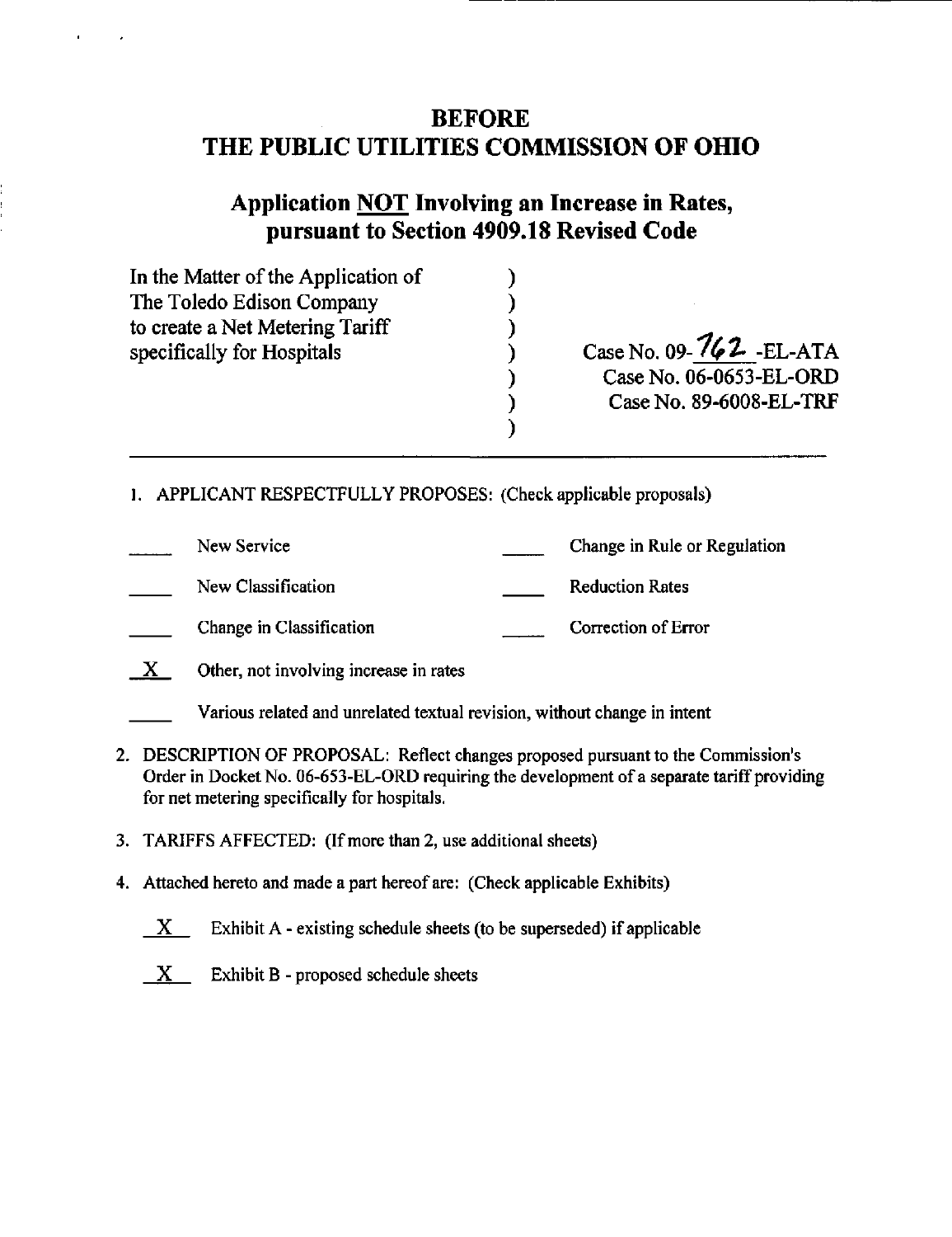# BEFORE
# THE PUBLIC UTILITIES COMMISSION OF OHIO

## Application NOT Involving an Increase in Rates, pursuant to Section 4909.18 Revised Code

| | | |
|---|---|---|
| In the Matter of the Application of | ) | |
| The Toledo Edison Company | ) | |
| to create a Net Metering Tariff | ) | |
| specifically for Hospitals | ) | Case No. 09-762-EL-ATA |
| | ) | Case No. 06-0653-EL-ORD |
| | ) | Case No. 89-6008-EL-TRF |
| | ) | |

1. APPLICANT RESPECTFULLY PROPOSES: (Check applicable proposals)

| | | | |
|---|---|---|---|
| ____ | New Service | ____ | Change in Rule or Regulation |
| ____ | New Classification | ____ | Reduction Rates |
| ____ | Change in Classification | ____ | Correction of Error |
| X | Other, not involving increase in rates | | |
| ____ | Various related and unrelated textual revision, without change in intent | | |

2. DESCRIPTION OF PROPOSAL: Reflect changes proposed pursuant to the Commission's Order in Docket No. 06-653-EL-ORD requiring the development of a separate tariff providing for net metering specifically for hospitals.

3. TARIFFS AFFECTED: (If more than 2, use additional sheets)

4. Attached hereto and made a part hereof are: (Check applicable Exhibits)

   X Exhibit A - existing schedule sheets (to be superseded) if applicable

   X Exhibit B - proposed schedule sheets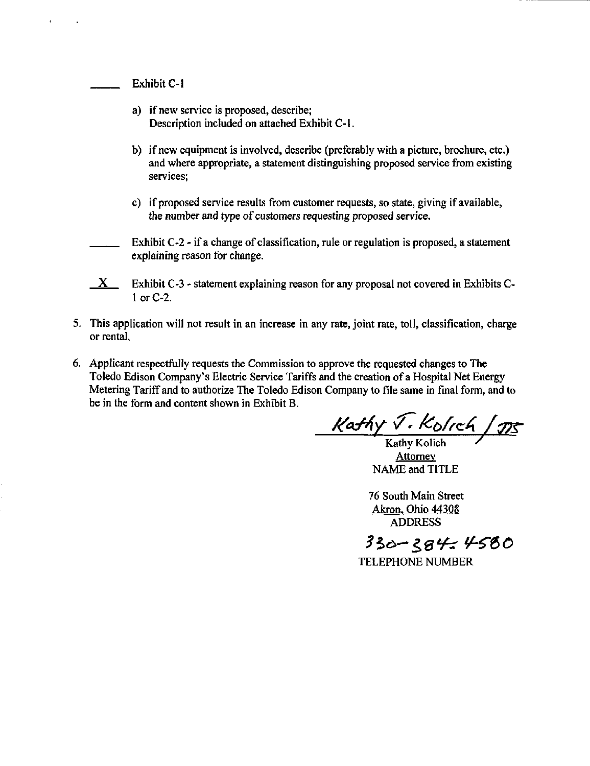_____ Exhibit C-1

a) if new service is proposed, describe;
   Description included on attached Exhibit C-1.

b) if new equipment is involved, describe (preferably with a picture, brochure, etc.) and where appropriate, a statement distinguishing proposed service from existing services;

c) if proposed service results from customer requests, so state, giving if available, the number and type of customers requesting proposed service.

_____ Exhibit C-2 - if a change of classification, rule or regulation is proposed, a statement explaining reason for change.

__X__ Exhibit C-3 - statement explaining reason for any proposal not covered in Exhibits C-1 or C-2.

5. This application will not result in an increase in any rate, joint rate, toll, classification, charge or rental.

6. Applicant respectfully requests the Commission to approve the requested changes to The Toledo Edison Company's Electric Service Tariffs and the creation of a Hospital Net Energy Metering Tariff and to authorize The Toledo Edison Company to file same in final form, and to be in the form and content shown in Exhibit B.

Kathy T. Kolich / JTS

Kathy Kolich
Attorney
NAME and TITLE

76 South Main Street
Akron, Ohio 44308
ADDRESS

330-384-4580
TELEPHONE NUMBER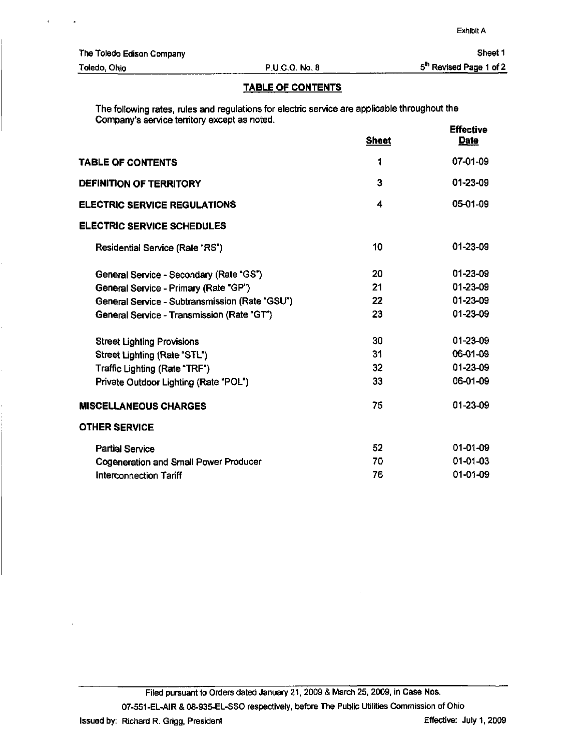Exhibit A

The Toledo Edison Company — Sheet 1

Toledo, Ohio — P.U.C.O. No. 8 — 5th Revised Page 1 of 2

## TABLE OF CONTENTS

The following rates, rules and regulations for electric service are applicable throughout the Company's service territory except as noted.

| | Sheet | Effective Date |
|---|---|---|
| **TABLE OF CONTENTS** | 1 | 07-01-09 |
| **DEFINITION OF TERRITORY** | 3 | 01-23-09 |
| **ELECTRIC SERVICE REGULATIONS** | 4 | 05-01-09 |
| **ELECTRIC SERVICE SCHEDULES** | | |
| Residential Service (Rate "RS") | 10 | 01-23-09 |
| General Service - Secondary (Rate "GS") | 20 | 01-23-09 |
| General Service - Primary (Rate "GP") | 21 | 01-23-09 |
| General Service - Subtransmission (Rate "GSU") | 22 | 01-23-09 |
| General Service - Transmission (Rate "GT") | 23 | 01-23-09 |
| Street Lighting Provisions | 30 | 01-23-09 |
| Street Lighting (Rate "STL") | 31 | 06-01-09 |
| Traffic Lighting (Rate "TRF") | 32 | 01-23-09 |
| Private Outdoor Lighting (Rate "POL") | 33 | 06-01-09 |
| **MISCELLANEOUS CHARGES** | 75 | 01-23-09 |
| **OTHER SERVICE** | | |
| Partial Service | 52 | 01-01-09 |
| Cogeneration and Small Power Producer | 70 | 01-01-03 |
| Interconnection Tariff | 76 | 01-01-09 |

Filed pursuant to Orders dated January 21, 2009 & March 25, 2009, in Case Nos. 07-551-EL-AIR & 08-935-EL-SSO respectively, before The Public Utilities Commission of Ohio

Issued by: Richard R. Grigg, President — Effective: July 1, 2009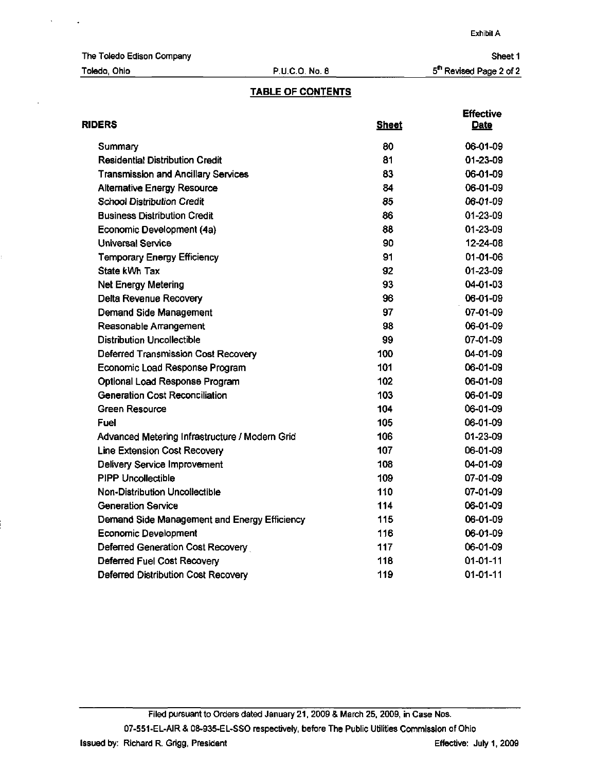Exhibit A

The Toledo Edison Company | Sheet 1
Toledo, Ohio | P.U.C.O. No. 8 | 5th Revised Page 2 of 2

## TABLE OF CONTENTS

| RIDERS | Sheet | Effective Date |
|---|---|---|
| Summary | 80 | 06-01-09 |
| Residential Distribution Credit | 81 | 01-23-09 |
| Transmission and Ancillary Services | 83 | 06-01-09 |
| Alternative Energy Resource | 84 | 06-01-09 |
| School Distribution Credit | 85 | 06-01-09 |
| Business Distribution Credit | 86 | 01-23-09 |
| Economic Development (4a) | 88 | 01-23-09 |
| Universal Service | 90 | 12-24-08 |
| Temporary Energy Efficiency | 91 | 01-01-06 |
| State kWh Tax | 92 | 01-23-09 |
| Net Energy Metering | 93 | 04-01-03 |
| Delta Revenue Recovery | 96 | 06-01-09 |
| Demand Side Management | 97 | 07-01-09 |
| Reasonable Arrangement | 98 | 06-01-09 |
| Distribution Uncollectible | 99 | 07-01-09 |
| Deferred Transmission Cost Recovery | 100 | 04-01-09 |
| Economic Load Response Program | 101 | 06-01-09 |
| Optional Load Response Program | 102 | 06-01-09 |
| Generation Cost Reconciliation | 103 | 06-01-09 |
| Green Resource | 104 | 06-01-09 |
| Fuel | 105 | 06-01-09 |
| Advanced Metering Infrastructure / Modern Grid | 106 | 01-23-09 |
| Line Extension Cost Recovery | 107 | 06-01-09 |
| Delivery Service Improvement | 108 | 04-01-09 |
| PIPP Uncollectible | 109 | 07-01-09 |
| Non-Distribution Uncollectible | 110 | 07-01-09 |
| Generation Service | 114 | 06-01-09 |
| Demand Side Management and Energy Efficiency | 115 | 06-01-09 |
| Economic Development | 116 | 06-01-09 |
| Deferred Generation Cost Recovery | 117 | 06-01-09 |
| Deferred Fuel Cost Recovery | 118 | 01-01-11 |
| Deferred Distribution Cost Recovery | 119 | 01-01-11 |

Filed pursuant to Orders dated January 21, 2009 & March 25, 2009, in Case Nos.
07-551-EL-AIR & 08-935-EL-SSO respectively, before The Public Utilities Commission of Ohio

Issued by: Richard R. Grigg, President | Effective: July 1, 2009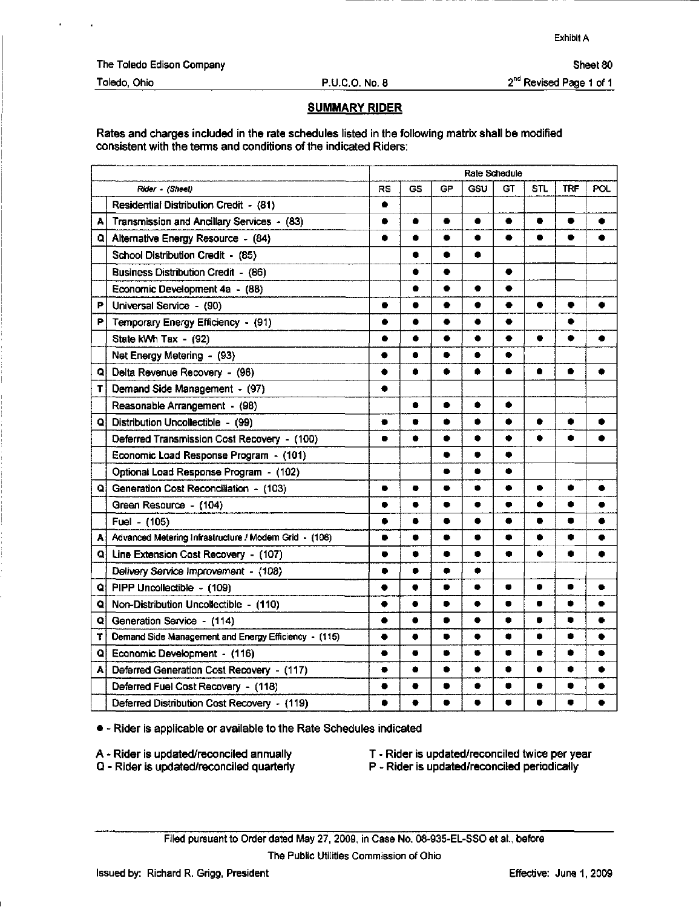Exhibit A

The Toledo Edison Company — Sheet 80

Toledo, Ohio — P.U.C.O. No. 8 — 2nd Revised Page 1 of 1

## SUMMARY RIDER

Rates and charges included in the rate schedules listed in the following matrix shall be modified consistent with the terms and conditions of the indicated Riders:

| | *Rider - (Sheet)* | RS | GS | GP | GSU | GT | STL | TRF | POL |
|---|---|---|---|---|---|---|---|---|---|
| | Residential Distribution Credit - (81) | ● | | | | | | | |
| A | Transmission and Ancillary Services - (83) | ● | ● | ● | ● | ● | ● | ● | ● |
| Q | Alternative Energy Resource - (84) | ● | ● | ● | ● | ● | ● | ● | ● |
| | School Distribution Credit - (85) | | ● | ● | ● | | | | |
| | Business Distribution Credit - (86) | | ● | ● | | ● | | | |
| | Economic Development 4a - (88) | | ● | ● | ● | ● | | | |
| P | Universal Service - (90) | ● | ● | ● | ● | ● | ● | ● | ● |
| P | Temporary Energy Efficiency - (91) | ● | ● | ● | ● | ● | | ● | |
| | State kWh Tax - (92) | ● | ● | ● | ● | ● | ● | ● | ● |
| | Net Energy Metering - (93) | ● | ● | ● | ● | ● | | | |
| Q | Delta Revenue Recovery - (96) | ● | ● | ● | ● | ● | ● | ● | ● |
| T | Demand Side Management - (97) | ● | | | | | | | |
| | Reasonable Arrangement - (98) | | ● | ● | ● | ● | | | |
| Q | Distribution Uncollectible - (99) | ● | ● | ● | ● | ● | ● | ● | ● |
| | Deferred Transmission Cost Recovery - (100) | ● | ● | ● | ● | ● | ● | ● | ● |
| | Economic Load Response Program - (101) | | | ● | ● | ● | | | |
| | Optional Load Response Program - (102) | | | ● | ● | ● | | | |
| Q | Generation Cost Reconciliation - (103) | ● | ● | ● | ● | ● | ● | ● | ● |
| | Green Resource - (104) | ● | ● | ● | ● | ● | ● | ● | ● |
| | Fuel - (105) | ● | ● | ● | ● | ● | ● | ● | ● |
| A | Advanced Metering Infrastructure / Modern Grid - (106) | ● | ● | ● | ● | ● | ● | ● | ● |
| Q | Line Extension Cost Recovery - (107) | ● | ● | ● | ● | ● | ● | ● | ● |
| | Delivery Service Improvement - (108) | ● | ● | ● | ● | | | | |
| Q | PIPP Uncollectible - (109) | ● | ● | ● | ● | ● | ● | ● | ● |
| Q | Non-Distribution Uncollectible - (110) | ● | ● | ● | ● | ● | ● | ● | ● |
| Q | Generation Service - (114) | ● | ● | ● | ● | ● | ● | ● | ● |
| T | Demand Side Management and Energy Efficiency - (115) | ● | ● | ● | ● | ● | ● | ● | ● |
| Q | Economic Development - (116) | ● | ● | ● | ● | ● | ● | ● | ● |
| A | Deferred Generation Cost Recovery - (117) | ● | ● | ● | ● | ● | ● | ● | ● |
| | Deferred Fuel Cost Recovery - (118) | ● | ● | ● | ● | ● | ● | ● | ● |
| | Deferred Distribution Cost Recovery - (119) | ● | ● | ● | ● | ● | ● | ● | ● |

● - Rider is applicable or available to the Rate Schedules indicated

A - Rider is updated/reconciled annually
Q - Rider is updated/reconciled quarterly
T - Rider is updated/reconciled twice per year
P - Rider is updated/reconciled periodically

Filed pursuant to Order dated May 27, 2009, in Case No. 08-935-EL-SSO et al., before The Public Utilities Commission of Ohio

Issued by: Richard R. Grigg, President — Effective: June 1, 2009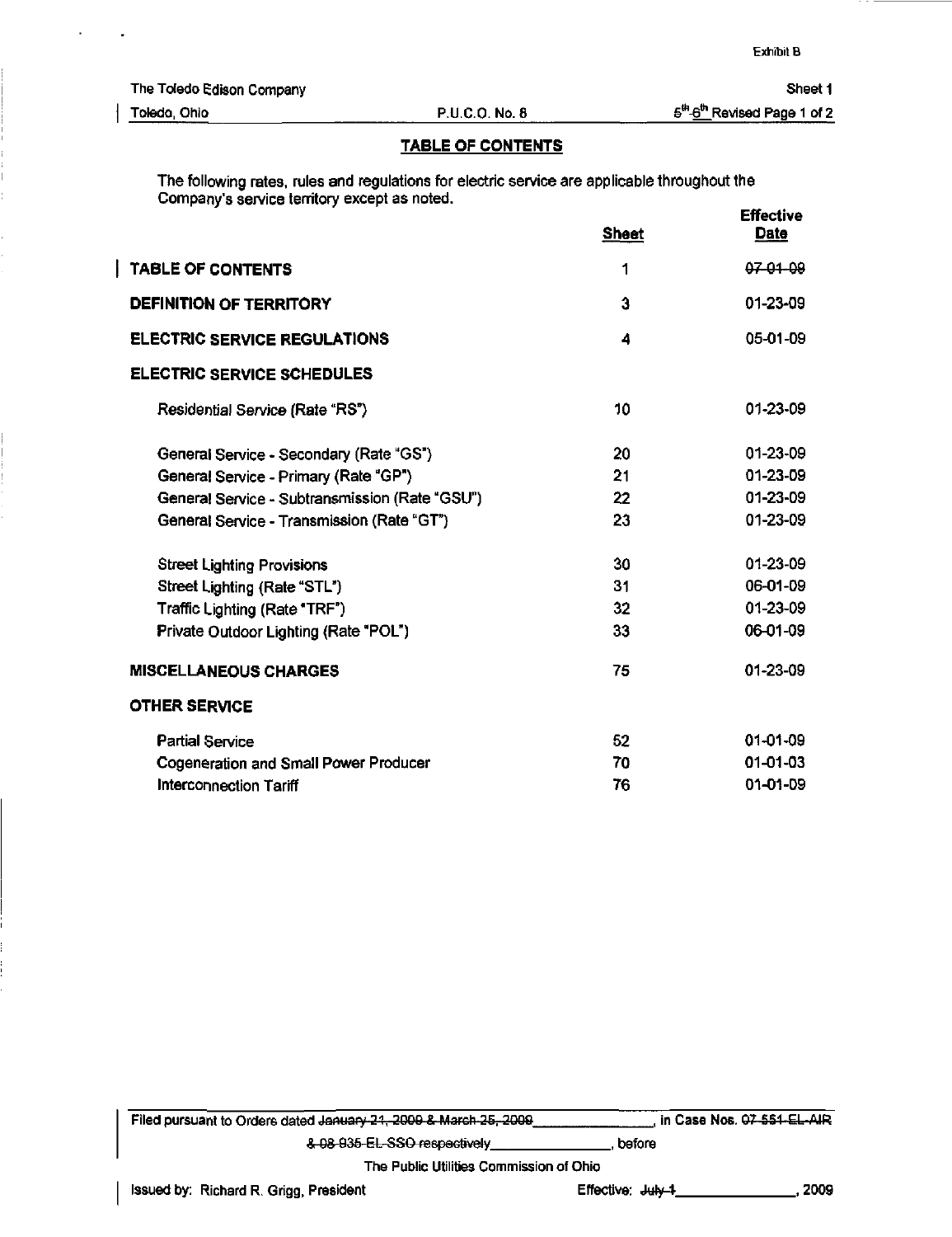Exhibit B

The Toledo Edison Company — Sheet 1

Toledo, Ohio — P.U.C.O. No. 8 — ~~5th~~ 6th Revised Page 1 of 2

## TABLE OF CONTENTS

The following rates, rules and regulations for electric service are applicable throughout the Company's service territory except as noted.

| | Sheet | Effective Date |
|---|---|---|
| **TABLE OF CONTENTS** | 1 | ~~07-01-09~~ |
| **DEFINITION OF TERRITORY** | 3 | 01-23-09 |
| **ELECTRIC SERVICE REGULATIONS** | 4 | 05-01-09 |
| **ELECTRIC SERVICE SCHEDULES** | | |
| Residential Service (Rate "RS") | 10 | 01-23-09 |
| General Service - Secondary (Rate "GS") | 20 | 01-23-09 |
| General Service - Primary (Rate "GP") | 21 | 01-23-09 |
| General Service - Subtransmission (Rate "GSU") | 22 | 01-23-09 |
| General Service - Transmission (Rate "GT") | 23 | 01-23-09 |
| Street Lighting Provisions | 30 | 01-23-09 |
| Street Lighting (Rate "STL") | 31 | 06-01-09 |
| Traffic Lighting (Rate "TRF") | 32 | 01-23-09 |
| Private Outdoor Lighting (Rate "POL") | 33 | 06-01-09 |
| **MISCELLANEOUS CHARGES** | 75 | 01-23-09 |
| **OTHER SERVICE** | | |
| Partial Service | 52 | 01-01-09 |
| Cogeneration and Small Power Producer | 70 | 01-01-03 |
| Interconnection Tariff | 76 | 01-01-09 |

Filed pursuant to Orders dated ~~January 21, 2009 & March 25, 2009~~ \_\_\_\_\_\_\_\_\_\_\_\_\_\_\_, in Case Nos. ~~07-551-EL-AIR & 08-935-EL-SSO respectively~~ \_\_\_\_\_\_\_\_\_\_\_\_\_\_\_, before

The Public Utilities Commission of Ohio

Issued by: Richard R. Grigg, President — Effective: ~~July 1~~ \_\_\_\_\_\_\_\_\_\_\_\_\_\_\_, 2009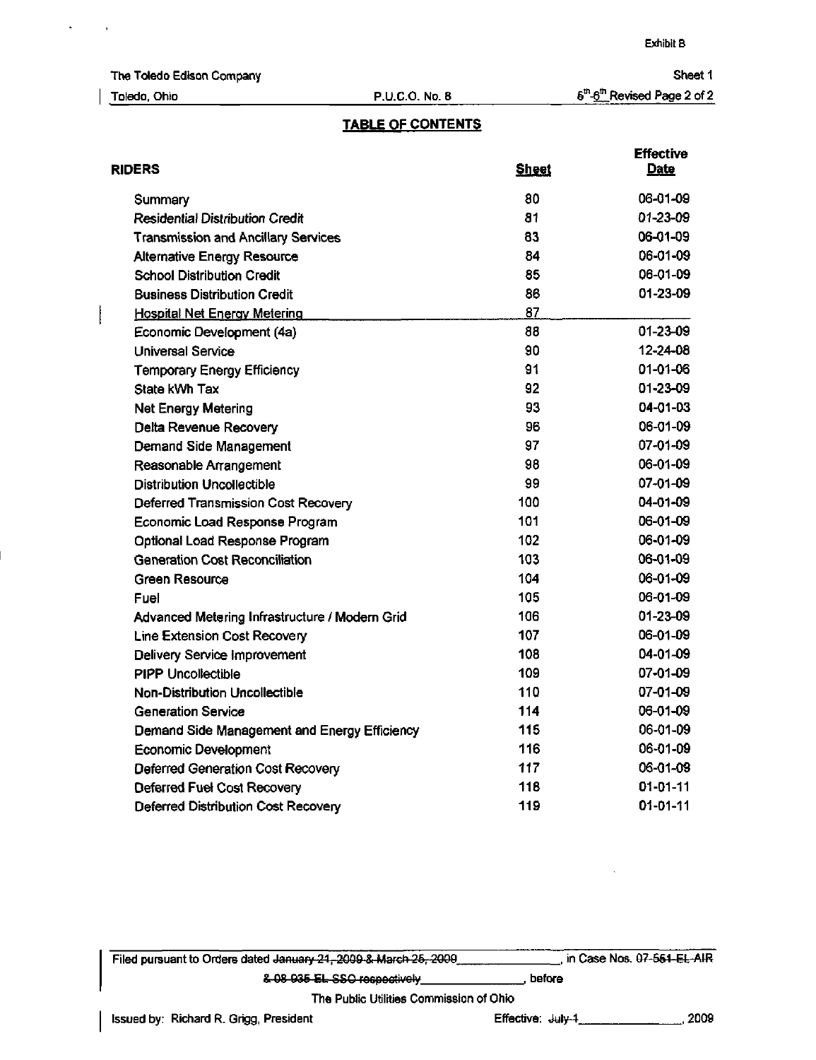Exhibit B

The Toledo Edison Company | Sheet 1
Toledo, Ohio | P.U.C.O. No. 8 | ~~5th~~ 6th Revised Page 2 of 2

## TABLE OF CONTENTS

| RIDERS | Sheet | Effective Date |
|---|---|---|
| Summary | 80 | 06-01-09 |
| *Residential Distribution Credit* | 81 | 01-23-09 |
| Transmission and Ancillary Services | 83 | 06-01-09 |
| Alternative Energy Resource | 84 | 06-01-09 |
| School Distribution Credit | 85 | 06-01-09 |
| Business Distribution Credit | 86 | 01-23-09 |
| Hospital Net Energy Metering | 87 | |
| Economic Development (4a) | 88 | 01-23-09 |
| Universal Service | 90 | 12-24-08 |
| Temporary Energy Efficiency | 91 | 01-01-06 |
| State kWh Tax | 92 | 01-23-09 |
| Net Energy Metering | 93 | 04-01-03 |
| Delta Revenue Recovery | 96 | 06-01-09 |
| Demand Side Management | 97 | 07-01-09 |
| Reasonable Arrangement | 98 | 06-01-09 |
| Distribution Uncollectible | 99 | 07-01-09 |
| Deferred Transmission Cost Recovery | 100 | 04-01-09 |
| Economic Load Response Program | 101 | 06-01-09 |
| Optional Load Response Program | 102 | 06-01-09 |
| Generation Cost Reconciliation | 103 | 06-01-09 |
| Green Resource | 104 | 06-01-09 |
| Fuel | 105 | 06-01-09 |
| Advanced Metering Infrastructure / Modern Grid | 106 | 01-23-09 |
| Line Extension Cost Recovery | 107 | 06-01-09 |
| Delivery Service Improvement | 108 | 04-01-09 |
| PIPP Uncollectible | 109 | 07-01-09 |
| Non-Distribution Uncollectible | 110 | 07-01-09 |
| Generation Service | 114 | 06-01-09 |
| Demand Side Management and Energy Efficiency | 115 | 06-01-09 |
| Economic Development | 116 | 06-01-09 |
| Deferred Generation Cost Recovery | 117 | 06-01-09 |
| Deferred Fuel Cost Recovery | 118 | 01-01-11 |
| Deferred Distribution Cost Recovery | 119 | 01-01-11 |

Filed pursuant to Orders dated ~~January 21, 2009 & March 25, 2009~~ \_\_\_\_\_\_\_\_\_\_\_\_\_\_, in Case Nos. 07-~~551-EL-AIR & 08-935-EL-SSO respectively~~ \_\_\_\_\_\_\_\_\_\_\_\_\_\_, before The Public Utilities Commission of Ohio

Issued by: Richard R. Grigg, President | Effective: ~~July 1~~ \_\_\_\_\_\_\_\_\_\_\_\_\_\_, 2009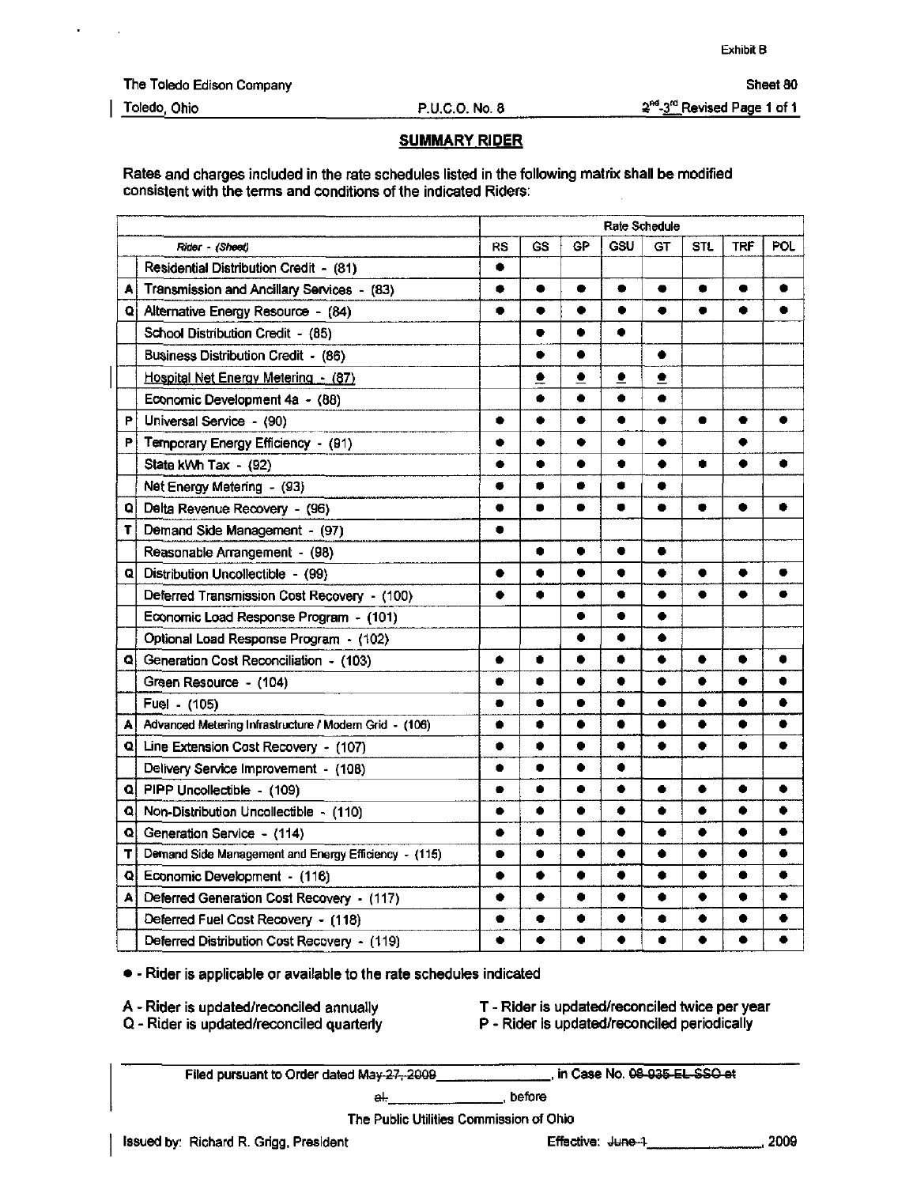Exhibit B

The Toledo Edison Company

Toledo, Ohio — P.U.C.O. No. 8 — Sheet 80, ~~2nd~~ 3rd Revised Page 1 of 1

## SUMMARY RIDER

Rates and charges included in the rate schedules listed in the following matrix shall be modified consistent with the terms and conditions of the indicated Riders:

| | Rider - (Sheet) | RS | GS | GP | GSU | GT | STL | TRF | POL |
|---|---|---|---|---|---|---|---|---|---|
| | | Rate Schedule | | | | | | | |
| | Residential Distribution Credit - (81) | ● | | | | | | | |
| A | Transmission and Ancillary Services - (83) | ● | ● | ● | ● | ● | ● | ● | ● |
| Q | Alternative Energy Resource - (84) | ● | ● | ● | ● | ● | ● | ● | ● |
| | School Distribution Credit - (85) | | ● | ● | ● | | | | |
| | Business Distribution Credit - (86) | | ● | ● | | ● | | | |
| | <u>Hospital Net Energy Metering - (87)</u> | | <u>●</u> | <u>●</u> | <u>●</u> | <u>●</u> | | | |
| | Economic Development 4a - (88) | | ● | ● | ● | ● | | | |
| P | Universal Service - (90) | ● | ● | ● | ● | ● | ● | ● | ● |
| P | Temporary Energy Efficiency - (91) | ● | ● | ● | ● | ● | | ● | |
| | State kWh Tax - (92) | ● | ● | ● | ● | ● | ● | ● | ● |
| | Net Energy Metering - (93) | ● | ● | ● | ● | ● | | | |
| Q | Delta Revenue Recovery - (96) | ● | ● | ● | ● | ● | ● | ● | ● |
| T | Demand Side Management - (97) | ● | | | | | | | |
| | Reasonable Arrangement - (98) | | ● | ● | ● | ● | | | |
| Q | Distribution Uncollectible - (99) | ● | ● | ● | ● | ● | ● | ● | ● |
| | Deferred Transmission Cost Recovery - (100) | ● | ● | ● | ● | ● | ● | ● | ● |
| | Economic Load Response Program - (101) | | | ● | ● | ● | | | |
| | Optional Load Response Program - (102) | | | ● | ● | ● | | | |
| Q | Generation Cost Reconciliation - (103) | ● | ● | ● | ● | ● | ● | ● | ● |
| | Green Resource - (104) | ● | ● | ● | ● | ● | ● | ● | ● |
| | Fuel - (105) | ● | ● | ● | ● | ● | ● | ● | ● |
| A | Advanced Metering Infrastructure / Modern Grid - (106) | ● | ● | ● | ● | ● | ● | ● | ● |
| Q | Line Extension Cost Recovery - (107) | ● | ● | ● | ● | ● | ● | ● | ● |
| | Delivery Service Improvement - (108) | ● | ● | ● | ● | | | | |
| Q | PIPP Uncollectible - (109) | ● | ● | ● | ● | ● | ● | ● | ● |
| Q | Non-Distribution Uncollectible - (110) | ● | ● | ● | ● | ● | ● | ● | ● |
| Q | Generation Service - (114) | ● | ● | ● | ● | ● | ● | ● | ● |
| T | Demand Side Management and Energy Efficiency - (115) | ● | ● | ● | ● | ● | ● | ● | ● |
| Q | Economic Development - (116) | ● | ● | ● | ● | ● | ● | ● | ● |
| A | Deferred Generation Cost Recovery - (117) | ● | ● | ● | ● | ● | ● | ● | ● |
| | Deferred Fuel Cost Recovery - (118) | ● | ● | ● | ● | ● | ● | ● | ● |
| | Deferred Distribution Cost Recovery - (119) | ● | ● | ● | ● | ● | ● | ● | ● |

● - Rider is applicable or available to the rate schedules indicated

A - Rider is updated/reconciled annually

Q - Rider is updated/reconciled quarterly

T - Rider is updated/reconciled twice per year

P - Rider is updated/reconciled periodically

Filed pursuant to Order dated ~~May 27, 2009~~ \_\_\_\_\_\_\_\_\_\_\_\_\_\_, in Case No. ~~08-935-EL-SSO et al.~~ \_\_\_\_\_\_\_\_\_\_\_\_\_\_, before The Public Utilities Commission of Ohio

Issued by: Richard R. Grigg, President — Effective: ~~June 1~~ \_\_\_\_\_\_\_\_\_\_\_\_\_\_, 2009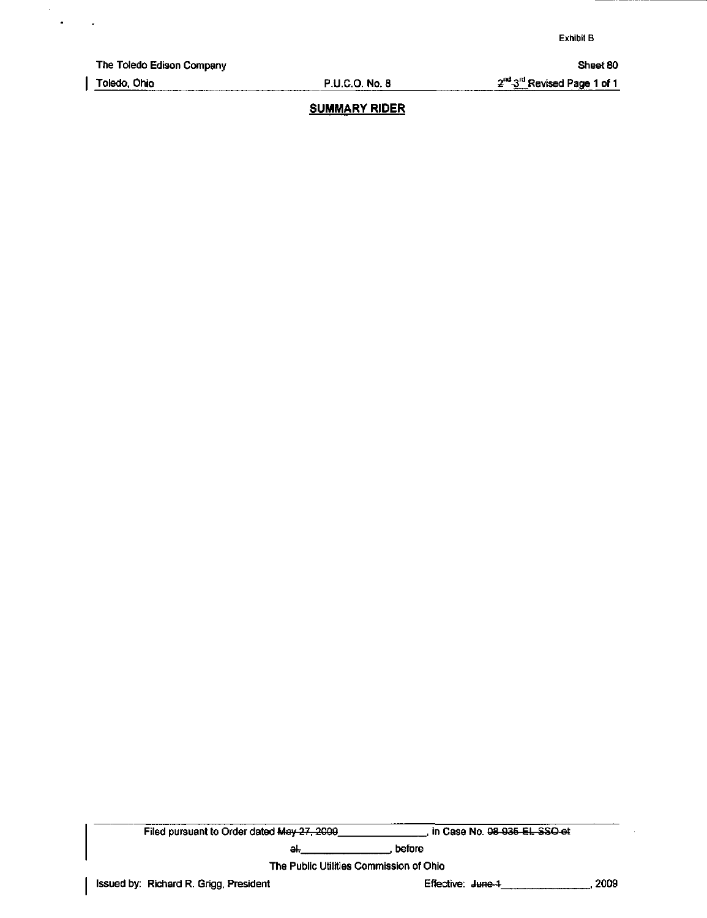Exhibit B

The Toledo Edison Company | | Sheet 80
--- | --- | ---
Toledo, Ohio | P.U.C.O. No. 8 | ~~2nd~~ 3rd Revised Page 1 of 1

## SUMMARY RIDER

Filed pursuant to Order dated ~~May 27, 2009~~ _____________, in Case No. ~~08-935-EL-SSO et al.~~ _____________, before The Public Utilities Commission of Ohio

Issued by: Richard R. Grigg, President

Effective: ~~June 1~~ _____________, 2009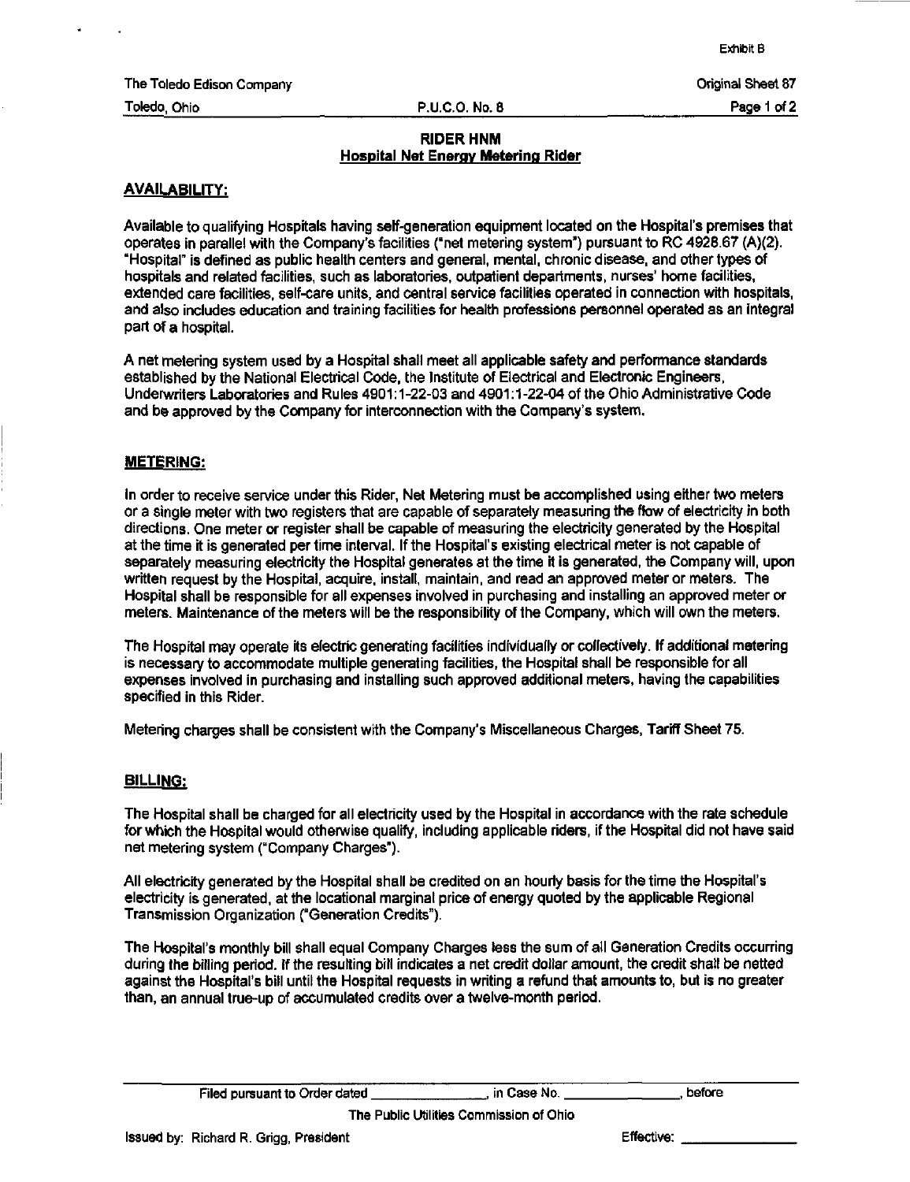Exhibit B

The Toledo Edison Company — Original Sheet 87

Toledo, Ohio — P.U.C.O. No. 8

## RIDER HNM
## Hospital Net Energy Metering Rider

### AVAILABILITY:

Available to qualifying Hospitals having self-generation equipment located on the Hospital's premises that operates in parallel with the Company's facilities ("net metering system") pursuant to RC 4928.67 (A)(2). "Hospital" is defined as public health centers and general, mental, chronic disease, and other types of hospitals and related facilities, such as laboratories, outpatient departments, nurses' home facilities, extended care facilities, self-care units, and central service facilities operated in connection with hospitals, and also includes education and training facilities for health professions personnel operated as an integral part of a hospital.

A net metering system used by a Hospital shall meet all applicable safety and performance standards established by the National Electrical Code, the Institute of Electrical and Electronic Engineers, Underwriters Laboratories and Rules 4901:1-22-03 and 4901:1-22-04 of the Ohio Administrative Code and be approved by the Company for interconnection with the Company's system.

### METERING:

In order to receive service under this Rider, Net Metering must be accomplished using either two meters or a single meter with two registers that are capable of separately measuring the flow of electricity in both directions. One meter or register shall be capable of measuring the electricity generated by the Hospital at the time it is generated per time interval. If the Hospital's existing electrical meter is not capable of separately measuring electricity the Hospital generates at the time it is generated, the Company will, upon written request by the Hospital, acquire, install, maintain, and read an approved meter or meters. The Hospital shall be responsible for all expenses involved in purchasing and installing an approved meter or meters. Maintenance of the meters will be the responsibility of the Company, which will own the meters.

The Hospital may operate its electric generating facilities individually or collectively. If additional metering is necessary to accommodate multiple generating facilities, the Hospital shall be responsible for all expenses involved in purchasing and installing such approved additional meters, having the capabilities specified in this Rider.

Metering charges shall be consistent with the Company's Miscellaneous Charges, Tariff Sheet 75.

### BILLING:

The Hospital shall be charged for all electricity used by the Hospital in accordance with the rate schedule for which the Hospital would otherwise qualify, including applicable riders, if the Hospital did not have said net metering system ("Company Charges").

All electricity generated by the Hospital shall be credited on an hourly basis for the time the Hospital's electricity is generated, at the locational marginal price of energy quoted by the applicable Regional Transmission Organization ("Generation Credits").

The Hospital's monthly bill shall equal Company Charges less the sum of all Generation Credits occurring during the billing period. If the resulting bill indicates a net credit dollar amount, the credit shall be netted against the Hospital's bill until the Hospital requests in writing a refund that amounts to, but is no greater than, an annual true-up of accumulated credits over a twelve-month period.

Filed pursuant to Order dated ______________, in Case No. ______________, before

The Public Utilities Commission of Ohio

Issued by: Richard R. Grigg, President — Effective: ______________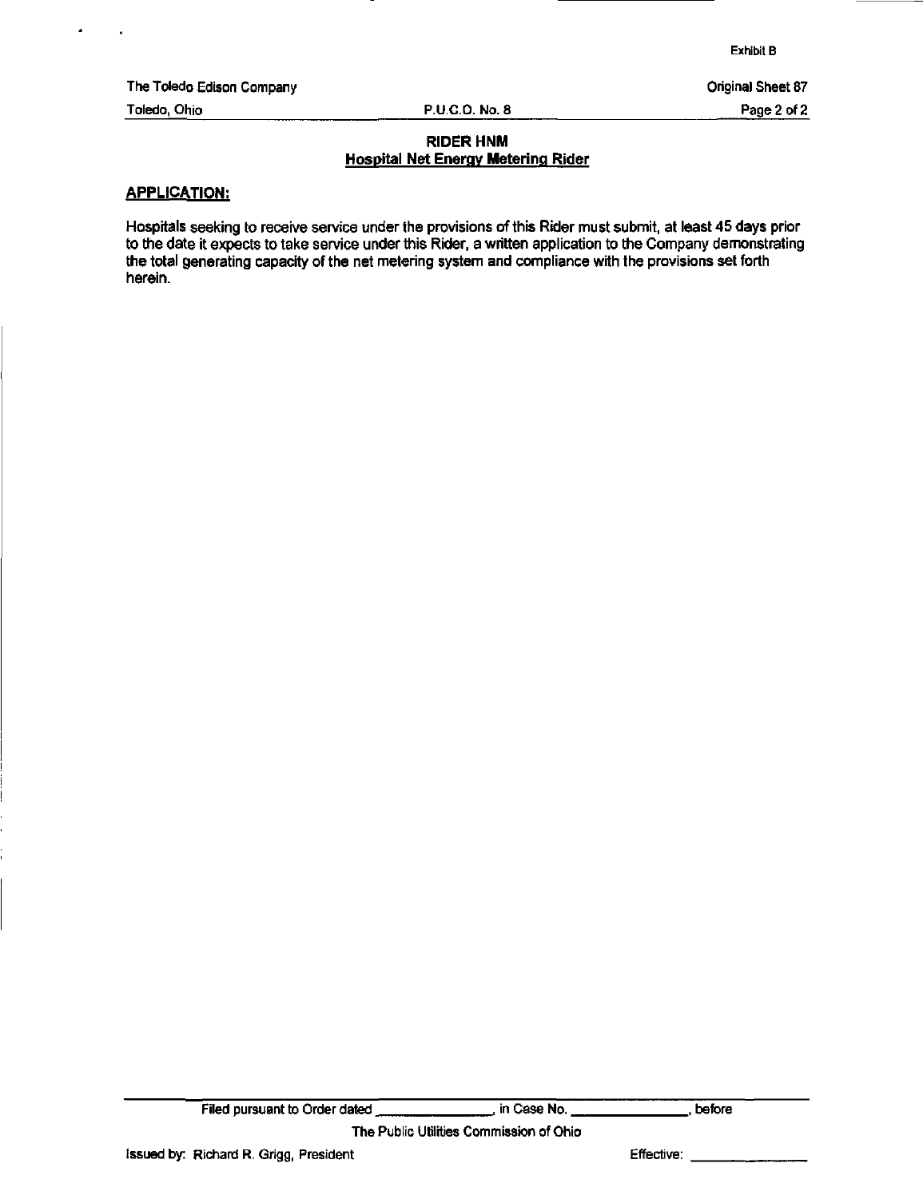## RIDER HNM

### Hospital Net Energy Metering Rider

**APPLICATION:**

Hospitals seeking to receive service under the provisions of this Rider must submit, at least 45 days prior to the date it expects to take service under this Rider, a written application to the Company demonstrating the total generating capacity of the net metering system and compliance with the provisions set forth herein.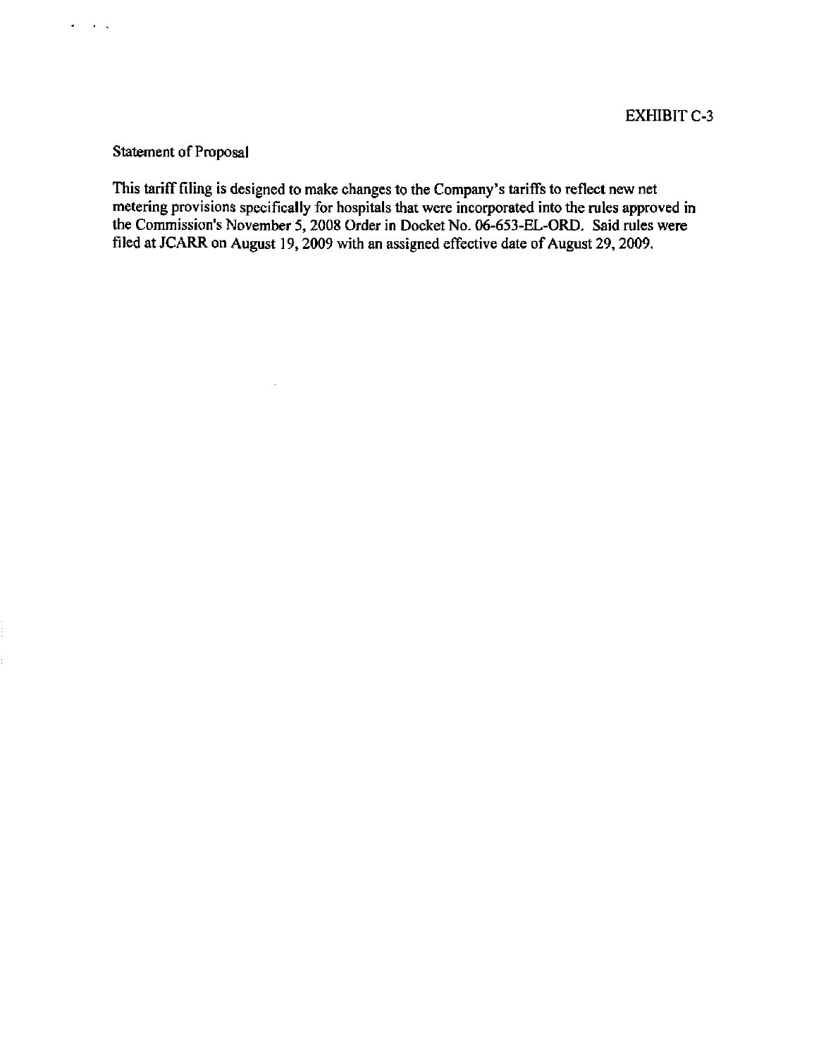EXHIBIT C-3

Statement of Proposal

This tariff filing is designed to make changes to the Company's tariffs to reflect new net metering provisions specifically for hospitals that were incorporated into the rules approved in the Commission's November 5, 2008 Order in Docket No. 06-653-EL-ORD. Said rules were filed at JCARR on August 19, 2009 with an assigned effective date of August 29, 2009.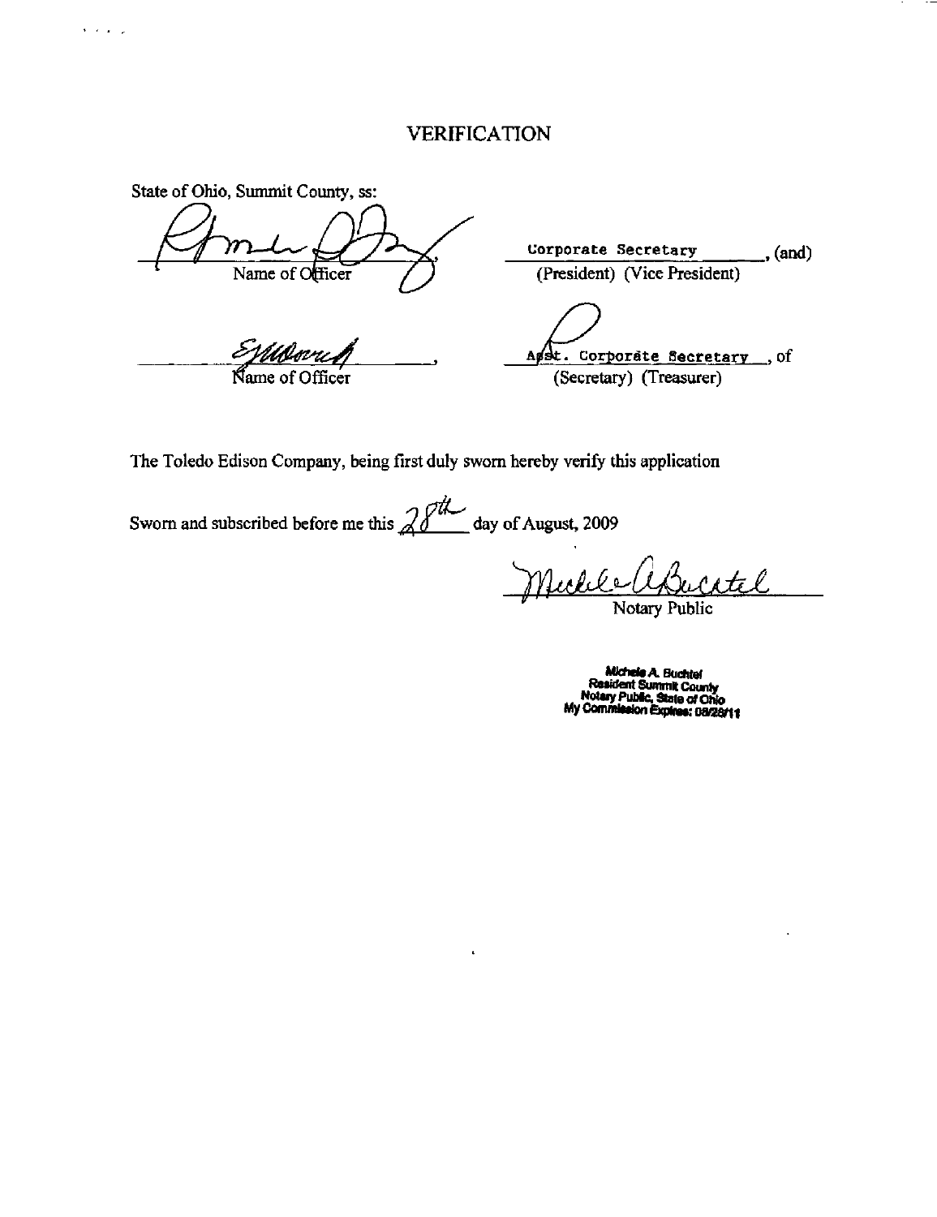# VERIFICATION

State of Ohio, Summit County, ss:

\_\_\_\_\_\_\_\_\_\_\_\_\_\_\_\_\_\_\_\_, Corporate Secretary, (and)
Name of Officer (President) (Vice President)

\_\_\_\_\_\_\_\_\_\_\_\_\_\_\_\_\_\_\_\_, Asst. Corporate Secretary, of
Name of Officer (Secretary) (Treasurer)

The Toledo Edison Company, being first duly sworn hereby verify this application

Sworn and subscribed before me this 28th day of August, 2009

\_\_\_\_\_\_\_\_\_\_\_\_\_\_\_\_\_\_\_\_
Notary Public

Michele A. Buchtel
Resident Summit County
Notary Public, State of Ohio
My Commission Expires: 08/28/11